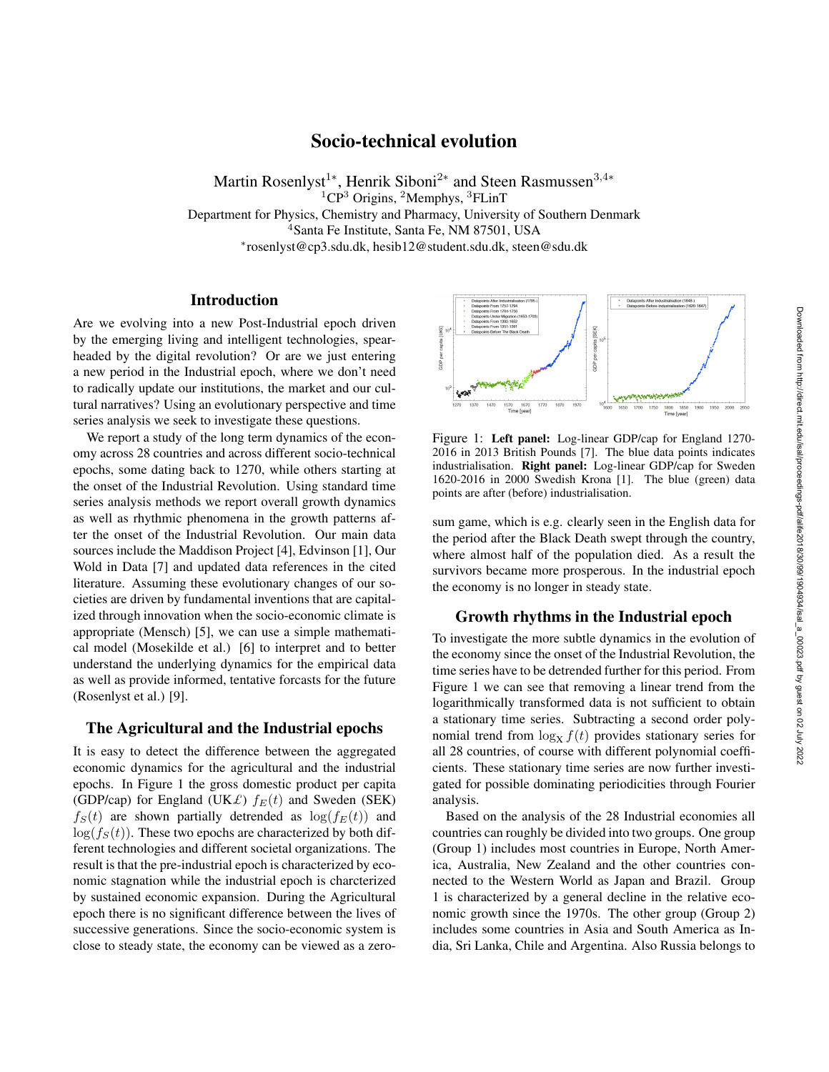# Socio-technical evolution

Martin Rosenlyst[1*], Henrik Siboni[2*] and Steen Rasmussen[3,4*]

[1]CP[3] Origins, [2]Memphys, [3]FLinT

Department for Physics, Chemistry and Pharmacy, University of Southern Denmark

[4]Santa Fe Institute, Santa Fe, NM 87501, USA

*rosenlyst@cp3.sdu.dk, hesib12@student.sdu.dk, steen@sdu.dk

## Introduction

Are we evolving into a new Post-Industrial epoch driven by the emerging living and intelligent technologies, spearheaded by the digital revolution? Or are we just entering a new period in the Industrial epoch, where we don't need to radically update our institutions, the market and our cultural narratives? Using an evolutionary perspective and time series analysis we seek to investigate these questions.

We report a study of the long term dynamics of the economy across 28 countries and across different socio-technical epochs, some dating back to 1270, while others starting at the onset of the Industrial Revolution. Using standard time series analysis methods we report overall growth dynamics as well as rhythmic phenomena in the growth patterns after the onset of the Industrial Revolution. Our main data sources include the Maddison Project [4], Edvinson [1], Our Wold in Data [7] and updated data references in the cited literature. Assuming these evolutionary changes of our societies are driven by fundamental inventions that are capitalized through innovation when the socio-economic climate is appropriate (Mensch) [5], we can use a simple mathematical model (Mosekilde et al.) [6] to interpret and to better understand the underlying dynamics for the empirical data as well as provide informed, tentative forcasts for the future (Rosenlyst et al.) [9].

## The Agricultural and the Industrial epochs

It is easy to detect the difference between the aggregated economic dynamics for the agricultural and the industrial epochs. In Figure 1 the gross domestic product per capita (GDP/cap) for England (UK£) $f_E(t)$ and Sweden (SEK) $f_S(t)$ are shown partially detrended as $\log(f_E(t))$ and $\log(f_S(t))$. These two epochs are characterized by both different technologies and different societal organizations. The result is that the pre-industrial epoch is characterized by economic stagnation while the industrial epoch is charcterized by sustained economic expansion. During the Agricultural epoch there is no significant difference between the lives of successive generations. Since the socio-economic system is close to steady state, the economy can be viewed as a zero-sum game, which is e.g. clearly seen in the English data for the period after the Black Death swept through the country, where almost half of the population died. As a result the survivors became more prosperous. In the industrial epoch the economy is no longer in steady state.

Figure 1: **Left panel:** Log-linear GDP/cap for England 1270-2016 in 2013 British Pounds [7]. The blue data points indicates industrialisation. **Right panel:** Log-linear GDP/cap for Sweden 1620-2016 in 2000 Swedish Krona [1]. The blue (green) data points are after (before) industrialisation.

## Growth rhythms in the Industrial epoch

To investigate the more subtle dynamics in the evolution of the economy since the onset of the Industrial Revolution, the time series have to be detrended further for this period. From Figure 1 we can see that removing a linear trend from the logarithmically transformed data is not sufficient to obtain a stationary time series. Subtracting a second order polynomial trend from $\log_X f(t)$ provides stationary series for all 28 countries, of course with different polynomial coefficients. These stationary time series are now further investigated for possible dominating periodicities through Fourier analysis.

Based on the analysis of the 28 Industrial economies all countries can roughly be divided into two groups. One group (Group 1) includes most countries in Europe, North America, Australia, New Zealand and the other countries connected to the Western World as Japan and Brazil. Group 1 is characterized by a general decline in the relative economic growth since the 1970s. The other group (Group 2) includes some countries in Asia and South America as India, Sri Lanka, Chile and Argentina. Also Russia belongs to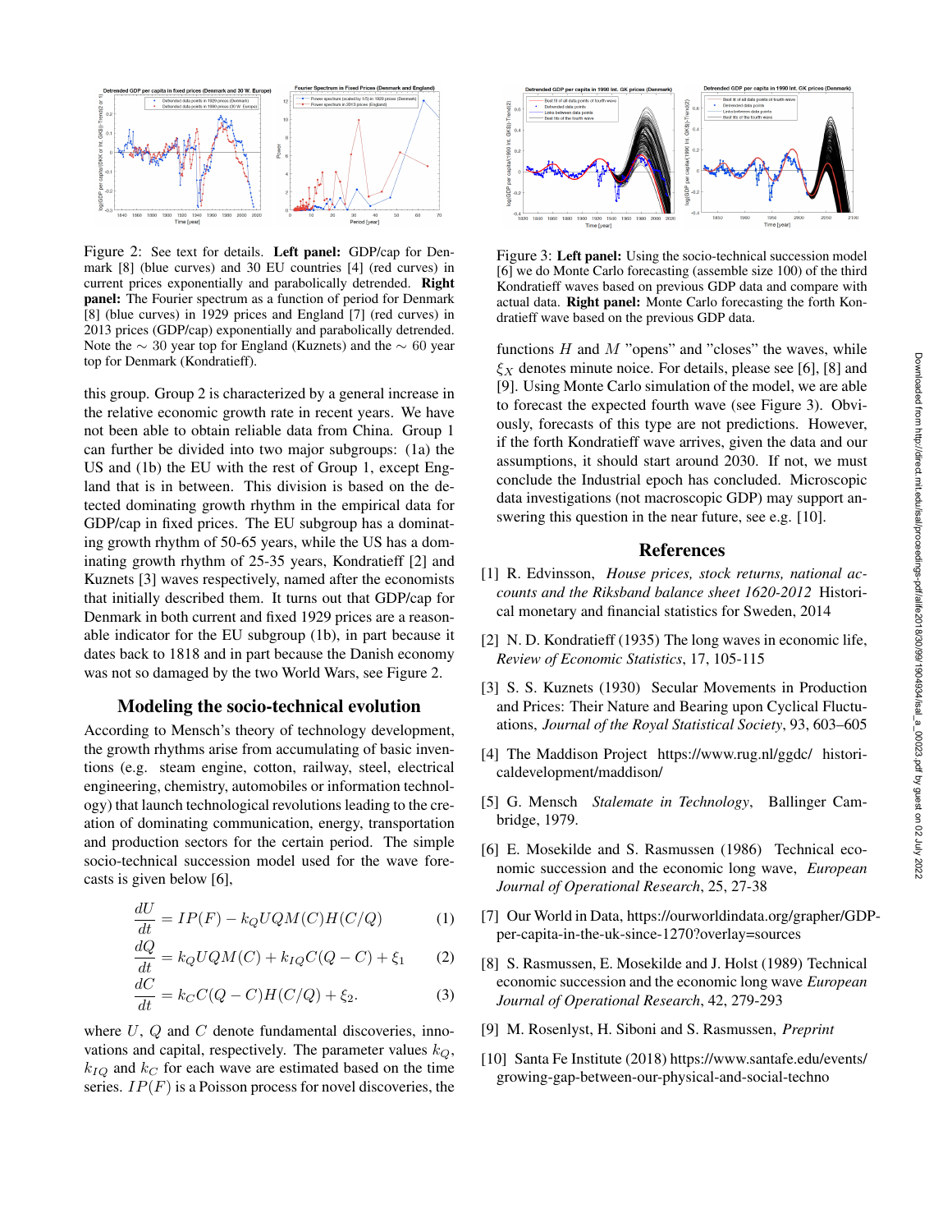Detrended GDP per capita in fixed prices (Denmark and 30 W. Europe)

Detrended data points in 1929 prices (Denmark)

Detrended data points in 1990 prices (30 W. Europe)

log(GDP per capita/DKK or Int. GK$)-Trend2 or 1)

Time [year]

Fourier Spectrum in Fixed Prices (Denmark and England)

Power spectrum (scaled by 1/5) in 1929 prices (Denmark)

Power spectrum in 2013 prices (England)

Power

Period [year]

Figure 2: See text for details. **Left panel:** GDP/cap for Denmark [8] (blue curves) and 30 EU countries [4] (red curves) in current prices exponentially and parabolically detrended. **Right panel:** The Fourier spectrum as a function of period for Denmark [8] (blue curves) in 1929 prices and England [7] (red curves) in 2013 prices (GDP/cap) exponentially and parabolically detrended. Note the $\sim$ 30 year top for England (Kuznets) and the $\sim$ 60 year top for Denmark (Kondratieff).

this group. Group 2 is characterized by a general increase in the relative economic growth rate in recent years. We have not been able to obtain reliable data from China. Group 1 can further be divided into two major subgroups: (1a) the US and (1b) the EU with the rest of Group 1, except England that is in between. This division is based on the detected dominating growth rhythm in the empirical data for GDP/cap in fixed prices. The EU subgroup has a dominating growth rhythm of 50-65 years, while the US has a dominating growth rhythm of 25-35 years, Kondratieff [2] and Kuznets [3] waves respectively, named after the economists that initially described them. It turns out that GDP/cap for Denmark in both current and fixed 1929 prices are a reasonable indicator for the EU subgroup (1b), in part because it dates back to 1818 and in part because the Danish economy was not so damaged by the two World Wars, see Figure 2.

## Modeling the socio-technical evolution

According to Mensch's theory of technology development, the growth rhythms arise from accumulating of basic inventions (e.g. steam engine, cotton, railway, steel, electrical engineering, chemistry, automobiles or information technology) that launch technological revolutions leading to the creation of dominating communication, energy, transportation and production sectors for the certain period. The simple socio-technical succession model used for the wave forecasts is given below [6],

$$\frac{dU}{dt} = IP(F) - k_Q UQM(C)H(C/Q) \qquad (1)$$

$$\frac{dQ}{dt} = k_Q UQM(C) + k_{IQ}C(Q - C) + \xi_1 \qquad (2)$$

$$\frac{dC}{dt} = k_C C(Q - C)H(C/Q) + \xi_2. \qquad (3)$$

where $U$, $Q$ and $C$ denote fundamental discoveries, innovations and capital, respectively. The parameter values $k_Q$, $k_{IQ}$ and $k_C$ for each wave are estimated based on the time series. $IP(F)$ is a Poisson process for novel discoveries, the

Detrended GDP per capita in 1990 Int. GK prices (Denmark)

Best fit of all data points of fourth wave

Detrended data points

Links between data points

Best fits of the fourth wave

log(GDP per capita/(1990 Int. GK$))-Trend2)

Time [year]

Detrended GDP per capita in 1990 Int. GK prices (Denmark)

Best fit of all data points of fourth wave

Detrended data points

Links between data points

Best fits of the fourth wave

log(GDP per capita/(1990 Int. GK$))-Trend2)

Time [year]

Figure 3: **Left panel:** Using the socio-technical succession model [6] we do Monte Carlo forecasting (assemble size 100) of the third Kondratieff waves based on previous GDP data and compare with actual data. **Right panel:** Monte Carlo forecasting the forth Kondratieff wave based on the previous GDP data.

functions $H$ and $M$ "opens" and "closes" the waves, while $\xi_X$ denotes minute noice. For details, please see [6], [8] and [9]. Using Monte Carlo simulation of the model, we are able to forecast the expected fourth wave (see Figure 3). Obviously, forecasts of this type are not predictions. However, if the forth Kondratieff wave arrives, given the data and our assumptions, it should start around 2030. If not, we must conclude the Industrial epoch has concluded. Microscopic data investigations (not macroscopic GDP) may support answering this question in the near future, see e.g. [10].

## References

[1] R. Edvinsson, *House prices, stock returns, national accounts and the Riksband balance sheet 1620-2012* Historical monetary and financial statistics for Sweden, 2014

[2] N. D. Kondratieff (1935) The long waves in economic life, *Review of Economic Statistics*, 17, 105-115

[3] S. S. Kuznets (1930) Secular Movements in Production and Prices: Their Nature and Bearing upon Cyclical Fluctuations, *Journal of the Royal Statistical Society*, 93, 603–605

[4] The Maddison Project https://www.rug.nl/ggdc/ historicaldevelopment/maddison/

[5] G. Mensch *Stalemate in Technology*, Ballinger Cambridge, 1979.

[6] E. Mosekilde and S. Rasmussen (1986) Technical economic succession and the economic long wave, *European Journal of Operational Research*, 25, 27-38

[7] Our World in Data, https://ourworldindata.org/grapher/GDP-per-capita-in-the-uk-since-1270?overlay=sources

[8] S. Rasmussen, E. Mosekilde and J. Holst (1989) Technical economic succession and the economic long wave *European Journal of Operational Research*, 42, 279-293

[9] M. Rosenlyst, H. Siboni and S. Rasmussen, *Preprint*

[10] Santa Fe Institute (2018) https://www.santafe.edu/events/ growing-gap-between-our-physical-and-social-techno